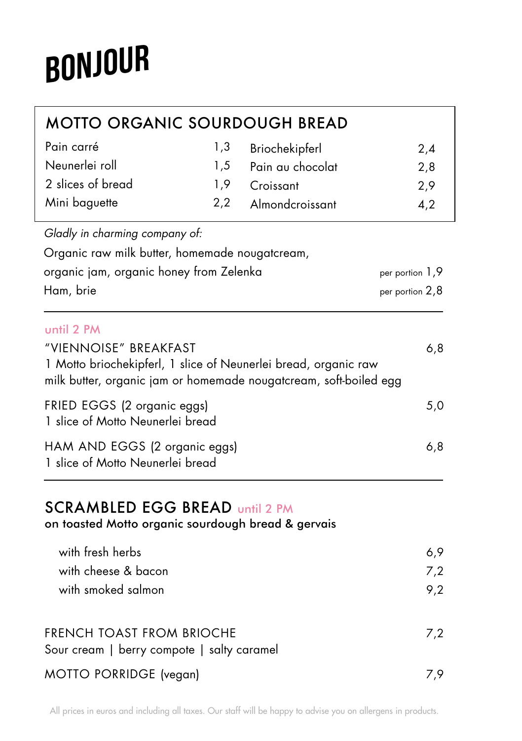# BONJOUR

## MOTTO ORGANIC SOURDOUGH BREAD

| Item | Price | Item | Price |
| --- | --- | --- | --- |
| Pain carré | 1,3 | Briochekipferl | 2,4 |
| Neunerlei roll | 1,5 | Pain au chocolat | 2,8 |
| 2 slices of bread | 1,9 | Croissant | 2,9 |
| Mini baguette | 2,2 | Almondcroissant | 4,2 |

*Gladly in charming company of:*

Organic raw milk butter, homemade nougatcream, organic jam, organic honey from Zelenka — per portion 1,9

Ham, brie — per portion 2,8

---

until 2 PM

"VIENNOISE" BREAKFAST — 6,8
1 Motto briochekipferl, 1 slice of Neunerlei bread, organic raw milk butter, organic jam or homemade nougatcream, soft-boiled egg

FRIED EGGS (2 organic eggs) — 5,0
1 slice of Motto Neunerlei bread

HAM AND EGGS (2 organic eggs) — 6,8
1 slice of Motto Neunerlei bread

---

## SCRAMBLED EGG BREAD until 2 PM

on toasted Motto organic sourdough bread & gervais

- with fresh herbs — 6,9
- with cheese & bacon — 7,2
- with smoked salmon — 9,2

FRENCH TOAST FROM BRIOCHE — 7,2
Sour cream | berry compote | salty caramel

MOTTO PORRIDGE (vegan) — 7,9

All prices in euros and including all taxes. Our staff will be happy to advise you on allergens in products.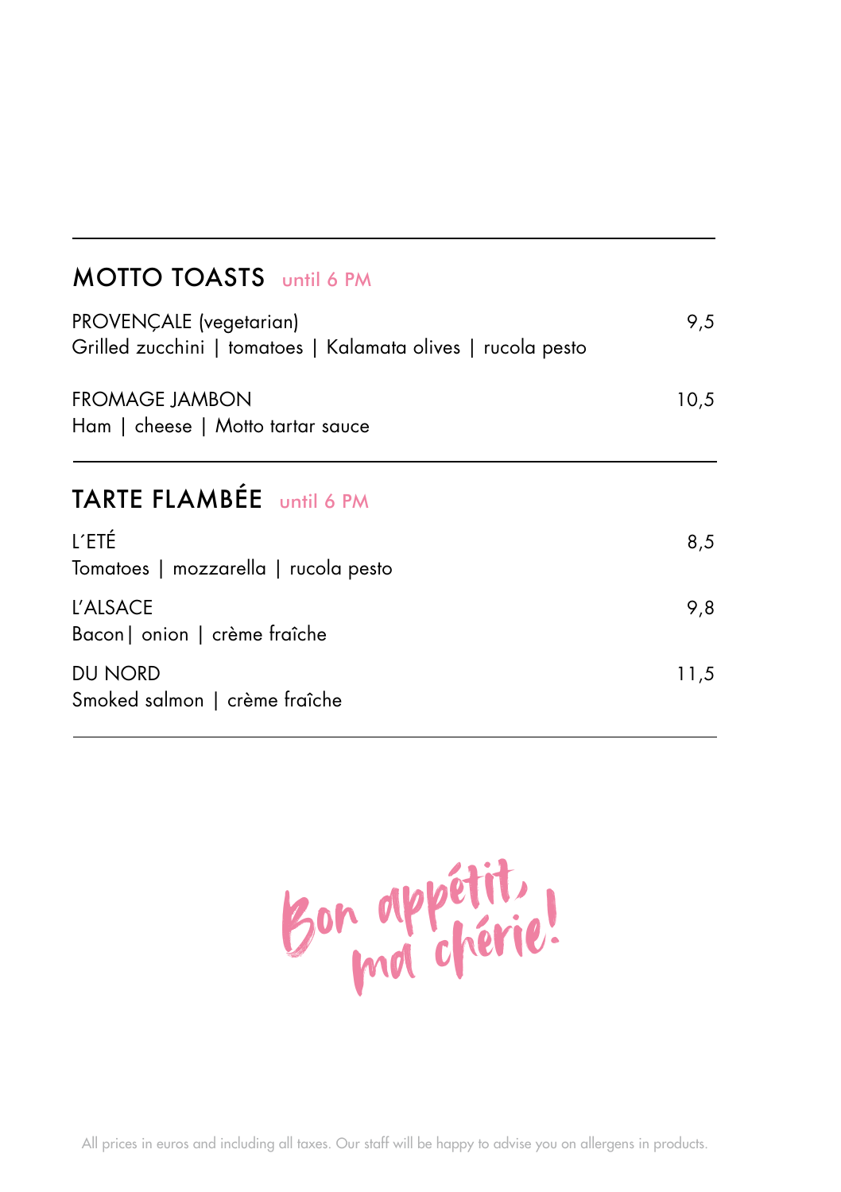## MOTTO TOASTS until 6 PM

PROVENÇALE (vegetarian) 9,5
Grilled zucchini | tomatoes | Kalamata olives | rucola pesto

FROMAGE JAMBON 10,5
Ham | cheese | Motto tartar sauce

## TARTE FLAMBÉE until 6 PM

L´ETÉ 8,5
Tomatoes | mozzarella | rucola pesto

L'ALSACE 9,8
Bacon| onion | crème fraîche

DU NORD 11,5
Smoked salmon | crème fraîche

Bon appétit, ma chérie!

All prices in euros and including all taxes. Our staff will be happy to advise you on allergens in products.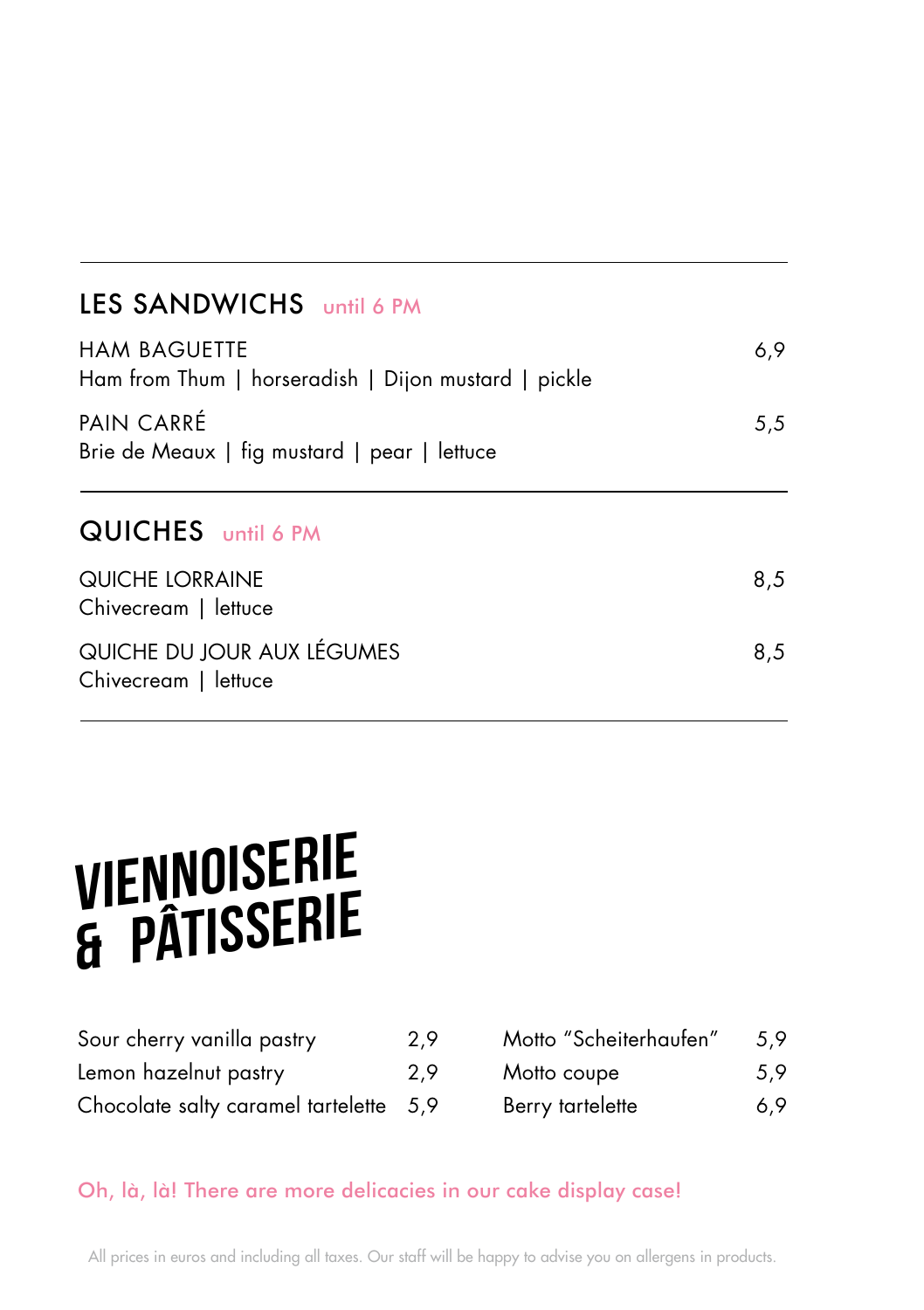## LES SANDWICHS until 6 PM

| | |
|---|---|
| HAM BAGUETTE<br>Ham from Thum \| horseradish \| Dijon mustard \| pickle | 6,9 |
| PAIN CARRÉ<br>Brie de Meaux \| fig mustard \| pear \| lettuce | 5,5 |

## QUICHES until 6 PM

| | |
|---|---|
| QUICHE LORRAINE<br>Chivecream \| lettuce | 8,5 |
| QUICHE DU JOUR AUX LÉGUMES<br>Chivecream \| lettuce | 8,5 |

# VIENNOISERIE & PÂTISSERIE

| | |
|---|---|
| Sour cherry vanilla pastry | 2,9 |
| Lemon hazelnut pastry | 2,9 |
| Chocolate salty caramel tartelette | 5,9 |
| Motto "Scheiterhaufen" | 5,9 |
| Motto coupe | 5,9 |
| Berry tartelette | 6,9 |

Oh, là, là! There are more delicacies in our cake display case!

All prices in euros and including all taxes. Our staff will be happy to advise you on allergens in products.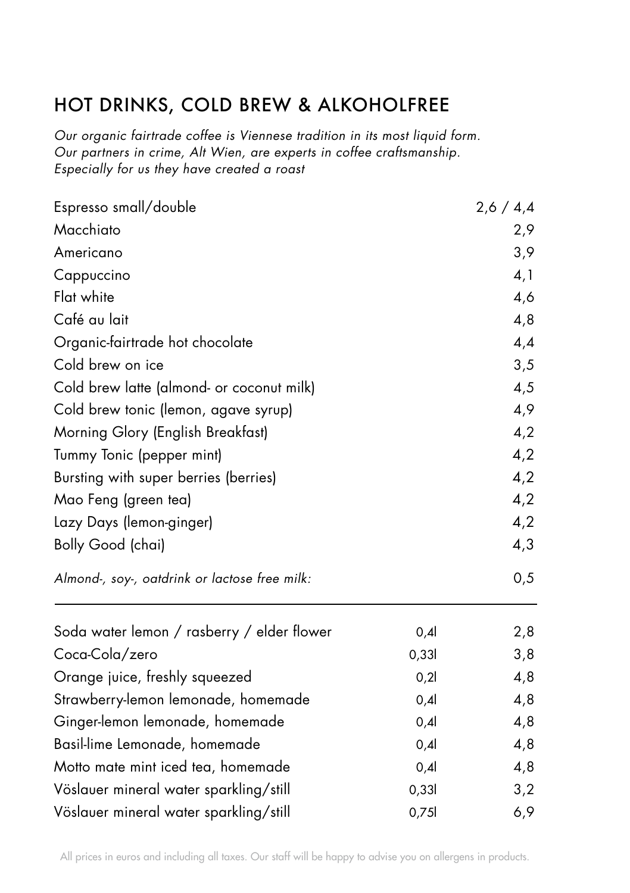## HOT DRINKS, COLD BREW & ALKOHOLFREE

*Our organic fairtrade coffee is Viennese tradition in its most liquid form.*
*Our partners in crime, Alt Wien, are experts in coffee craftsmanship.*
*Especially for us they have created a roast*

| | |
|---|---|
| Espresso small/double | 2,6 / 4,4 |
| Macchiato | 2,9 |
| Americano | 3,9 |
| Cappuccino | 4,1 |
| Flat white | 4,6 |
| Café au lait | 4,8 |
| Organic-fairtrade hot chocolate | 4,4 |
| Cold brew on ice | 3,5 |
| Cold brew latte (almond- or coconut milk) | 4,5 |
| Cold brew tonic (lemon, agave syrup) | 4,9 |
| Morning Glory (English Breakfast) | 4,2 |
| Tummy Tonic (pepper mint) | 4,2 |
| Bursting with super berries (berries) | 4,2 |
| Mao Feng (green tea) | 4,2 |
| Lazy Days (lemon-ginger) | 4,2 |
| Bolly Good (chai) | 4,3 |
| *Almond-, soy-, oatdrink or lactose free milk:* | 0,5 |

---

| | | |
|---|---|---|
| Soda water lemon / rasberry / elder flower | 0,4l | 2,8 |
| Coca-Cola/zero | 0,33l | 3,8 |
| Orange juice, freshly squeezed | 0,2l | 4,8 |
| Strawberry-lemon lemonade, homemade | 0,4l | 4,8 |
| Ginger-lemon lemonade, homemade | 0,4l | 4,8 |
| Basil-lime Lemonade, homemade | 0,4l | 4,8 |
| Motto mate mint iced tea, homemade | 0,4l | 4,8 |
| Vöslauer mineral water sparkling/still | 0,33l | 3,2 |
| Vöslauer mineral water sparkling/still | 0,75l | 6,9 |

All prices in euros and including all taxes. Our staff will be happy to advise you on allergens in products.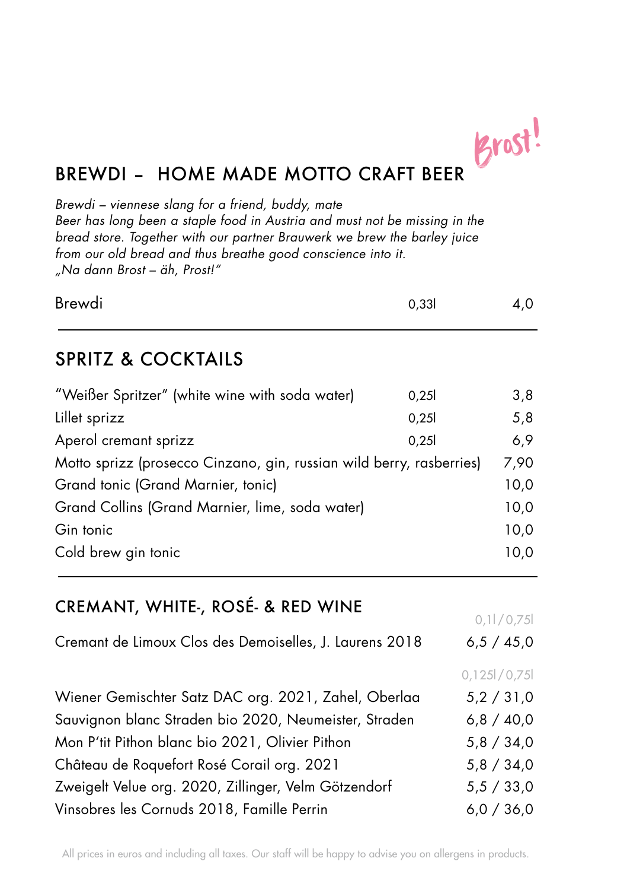Brost!

## BREWDI – HOME MADE MOTTO CRAFT BEER

*Brewdi – viennese slang for a friend, buddy, mate*
*Beer has long been a staple food in Austria and must not be missing in the bread store. Together with our partner Brauwerk we brew the barley juice from our old bread and thus breathe good conscience into it.*
*„Na dann Brost – äh, Prost!"*

| | | |
|---|---|---|
| Brewdi | 0,33l | 4,0 |

## SPRITZ & COCKTAILS

| | | |
|---|---|---|
| "Weißer Spritzer" (white wine with soda water) | 0,25l | 3,8 |
| Lillet sprizz | 0,25l | 5,8 |
| Aperol cremant sprizz | 0,25l | 6,9 |
| Motto sprizz (prosecco Cinzano, gin, russian wild berry, rasberries) | | 7,90 |
| Grand tonic (Grand Marnier, tonic) | | 10,0 |
| Grand Collins (Grand Marnier, lime, soda water) | | 10,0 |
| Gin tonic | | 10,0 |
| Cold brew gin tonic | | 10,0 |

## CREMANT, WHITE-, ROSÉ- & RED WINE

| | |
|---|---|
| | 0,1l / 0,75l |
| Cremant de Limoux Clos des Demoiselles, J. Laurens 2018 | 6,5 / 45,0 |
| | 0,125l / 0,75l |
| Wiener Gemischter Satz DAC org. 2021, Zahel, Oberlaa | 5,2 / 31,0 |
| Sauvignon blanc Straden bio 2020, Neumeister, Straden | 6,8 / 40,0 |
| Mon P'tit Pithon blanc bio 2021, Olivier Pithon | 5,8 / 34,0 |
| Château de Roquefort Rosé Corail org. 2021 | 5,8 / 34,0 |
| Zweigelt Velue org. 2020, Zillinger, Velm Götzendorf | 5,5 / 33,0 |
| Vinsobres les Cornuds 2018, Famille Perrin | 6,0 / 36,0 |

All prices in euros and including all taxes. Our staff will be happy to advise you on allergens in products.